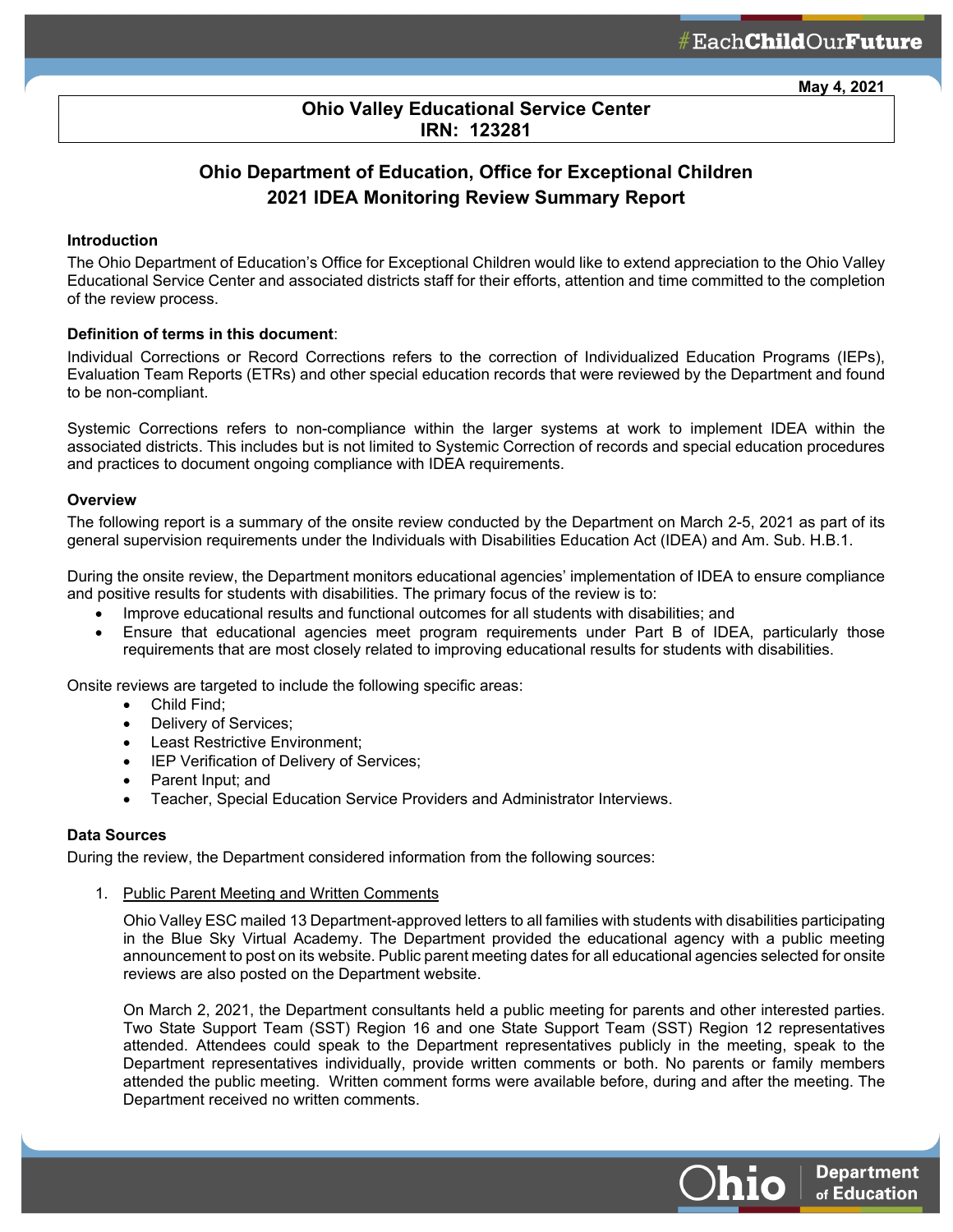May 4, 2021

**Ohio Valley Educational Service Center**
**IRN: 123281**

## Ohio Department of Education, Office for Exceptional Children
## 2021 IDEA Monitoring Review Summary Report

**Introduction**

The Ohio Department of Education's Office for Exceptional Children would like to extend appreciation to the Ohio Valley Educational Service Center and associated districts staff for their efforts, attention and time committed to the completion of the review process.

**Definition of terms in this document**:

Individual Corrections or Record Corrections refers to the correction of Individualized Education Programs (IEPs), Evaluation Team Reports (ETRs) and other special education records that were reviewed by the Department and found to be non-compliant.

Systemic Corrections refers to non-compliance within the larger systems at work to implement IDEA within the associated districts. This includes but is not limited to Systemic Correction of records and special education procedures and practices to document ongoing compliance with IDEA requirements.

**Overview**

The following report is a summary of the onsite review conducted by the Department on March 2-5, 2021 as part of its general supervision requirements under the Individuals with Disabilities Education Act (IDEA) and Am. Sub. H.B.1.

During the onsite review, the Department monitors educational agencies' implementation of IDEA to ensure compliance and positive results for students with disabilities. The primary focus of the review is to:

- Improve educational results and functional outcomes for all students with disabilities; and
- Ensure that educational agencies meet program requirements under Part B of IDEA, particularly those requirements that are most closely related to improving educational results for students with disabilities.

Onsite reviews are targeted to include the following specific areas:

- Child Find;
- Delivery of Services;
- Least Restrictive Environment;
- IEP Verification of Delivery of Services;
- Parent Input; and
- Teacher, Special Education Service Providers and Administrator Interviews.

**Data Sources**

During the review, the Department considered information from the following sources:

1. Public Parent Meeting and Written Comments

   Ohio Valley ESC mailed 13 Department-approved letters to all families with students with disabilities participating in the Blue Sky Virtual Academy. The Department provided the educational agency with a public meeting announcement to post on its website. Public parent meeting dates for all educational agencies selected for onsite reviews are also posted on the Department website.

   On March 2, 2021, the Department consultants held a public meeting for parents and other interested parties. Two State Support Team (SST) Region 16 and one State Support Team (SST) Region 12 representatives attended. Attendees could speak to the Department representatives publicly in the meeting, speak to the Department representatives individually, provide written comments or both. No parents or family members attended the public meeting. Written comment forms were available before, during and after the meeting. The Department received no written comments.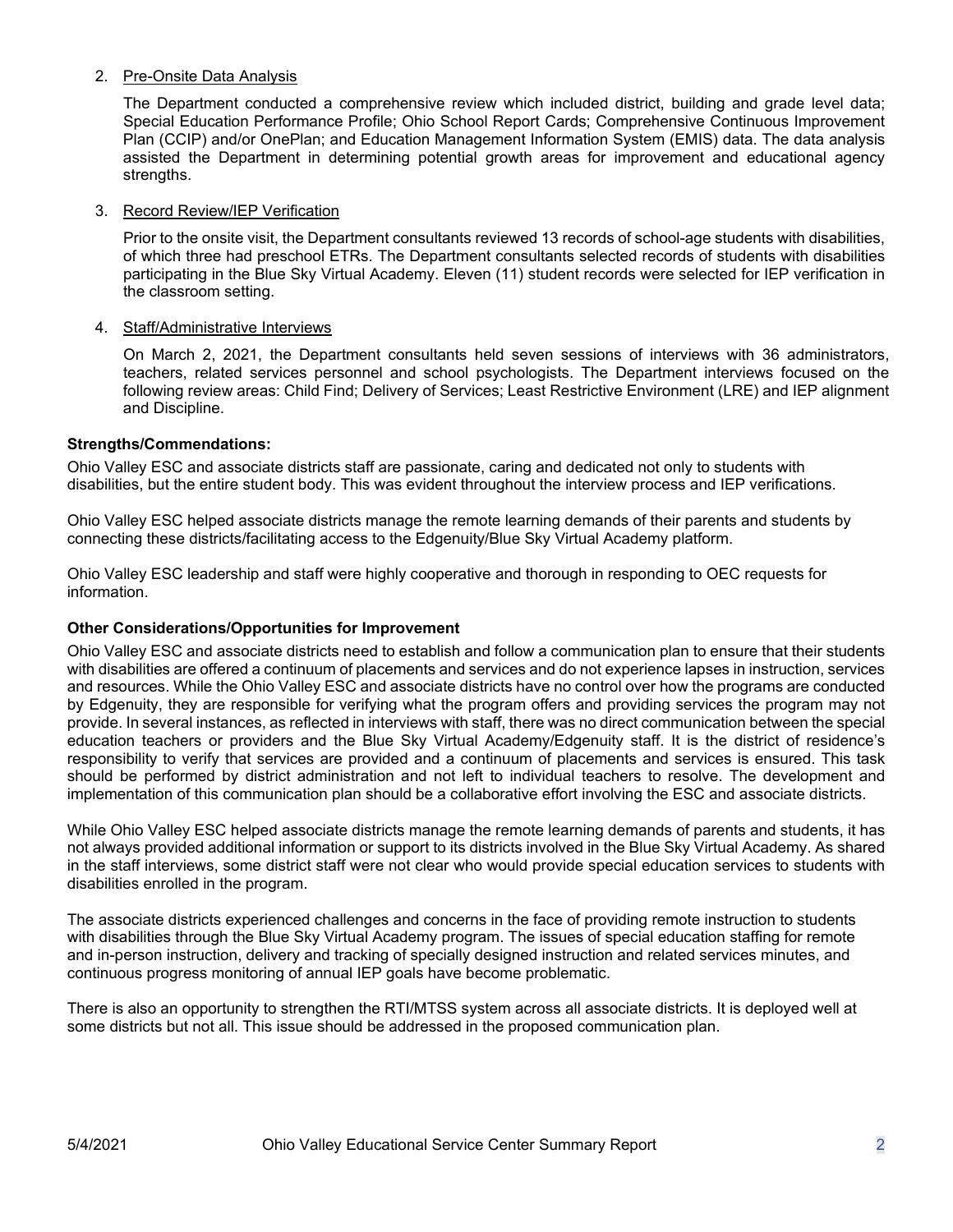2. Pre-Onsite Data Analysis

   The Department conducted a comprehensive review which included district, building and grade level data; Special Education Performance Profile; Ohio School Report Cards; Comprehensive Continuous Improvement Plan (CCIP) and/or OnePlan; and Education Management Information System (EMIS) data. The data analysis assisted the Department in determining potential growth areas for improvement and educational agency strengths.

3. Record Review/IEP Verification

   Prior to the onsite visit, the Department consultants reviewed 13 records of school-age students with disabilities, of which three had preschool ETRs. The Department consultants selected records of students with disabilities participating in the Blue Sky Virtual Academy. Eleven (11) student records were selected for IEP verification in the classroom setting.

4. Staff/Administrative Interviews

   On March 2, 2021, the Department consultants held seven sessions of interviews with 36 administrators, teachers, related services personnel and school psychologists. The Department interviews focused on the following review areas: Child Find; Delivery of Services; Least Restrictive Environment (LRE) and IEP alignment and Discipline.

**Strengths/Commendations:**

Ohio Valley ESC and associate districts staff are passionate, caring and dedicated not only to students with disabilities, but the entire student body. This was evident throughout the interview process and IEP verifications.

Ohio Valley ESC helped associate districts manage the remote learning demands of their parents and students by connecting these districts/facilitating access to the Edgenuity/Blue Sky Virtual Academy platform.

Ohio Valley ESC leadership and staff were highly cooperative and thorough in responding to OEC requests for information.

**Other Considerations/Opportunities for Improvement**

Ohio Valley ESC and associate districts need to establish and follow a communication plan to ensure that their students with disabilities are offered a continuum of placements and services and do not experience lapses in instruction, services and resources. While the Ohio Valley ESC and associate districts have no control over how the programs are conducted by Edgenuity, they are responsible for verifying what the program offers and providing services the program may not provide. In several instances, as reflected in interviews with staff, there was no direct communication between the special education teachers or providers and the Blue Sky Virtual Academy/Edgenuity staff. It is the district of residence's responsibility to verify that services are provided and a continuum of placements and services is ensured. This task should be performed by district administration and not left to individual teachers to resolve. The development and implementation of this communication plan should be a collaborative effort involving the ESC and associate districts.

While Ohio Valley ESC helped associate districts manage the remote learning demands of parents and students, it has not always provided additional information or support to its districts involved in the Blue Sky Virtual Academy. As shared in the staff interviews, some district staff were not clear who would provide special education services to students with disabilities enrolled in the program.

The associate districts experienced challenges and concerns in the face of providing remote instruction to students with disabilities through the Blue Sky Virtual Academy program. The issues of special education staffing for remote and in-person instruction, delivery and tracking of specially designed instruction and related services minutes, and continuous progress monitoring of annual IEP goals have become problematic.

There is also an opportunity to strengthen the RTI/MTSS system across all associate districts. It is deployed well at some districts but not all. This issue should be addressed in the proposed communication plan.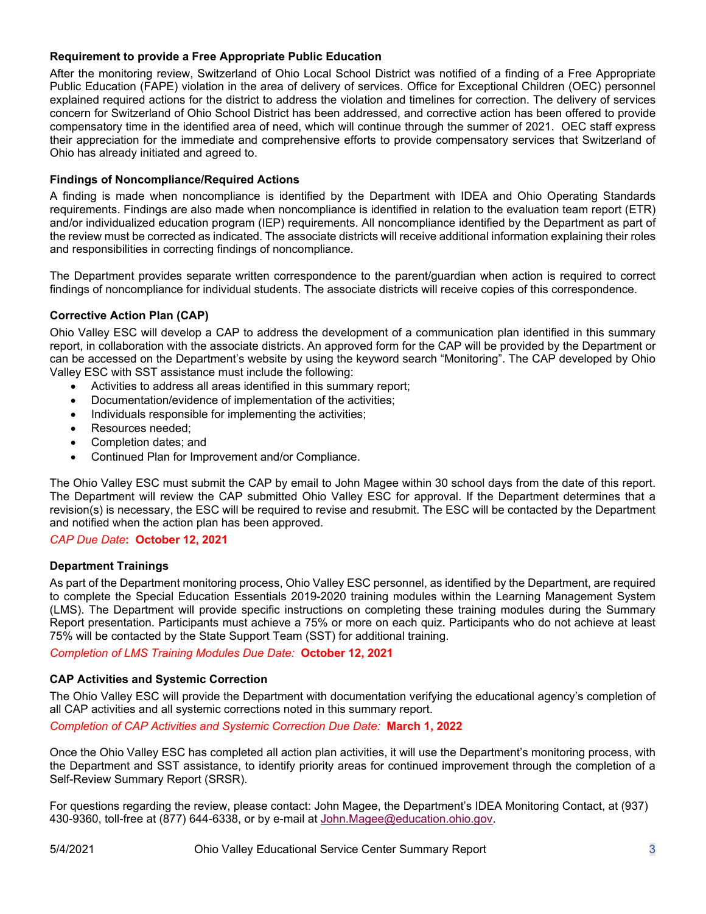**Requirement to provide a Free Appropriate Public Education**

After the monitoring review, Switzerland of Ohio Local School District was notified of a finding of a Free Appropriate Public Education (FAPE) violation in the area of delivery of services. Office for Exceptional Children (OEC) personnel explained required actions for the district to address the violation and timelines for correction. The delivery of services concern for Switzerland of Ohio School District has been addressed, and corrective action has been offered to provide compensatory time in the identified area of need, which will continue through the summer of 2021. OEC staff express their appreciation for the immediate and comprehensive efforts to provide compensatory services that Switzerland of Ohio has already initiated and agreed to.

**Findings of Noncompliance/Required Actions**

A finding is made when noncompliance is identified by the Department with IDEA and Ohio Operating Standards requirements. Findings are also made when noncompliance is identified in relation to the evaluation team report (ETR) and/or individualized education program (IEP) requirements. All noncompliance identified by the Department as part of the review must be corrected as indicated. The associate districts will receive additional information explaining their roles and responsibilities in correcting findings of noncompliance.

The Department provides separate written correspondence to the parent/guardian when action is required to correct findings of noncompliance for individual students. The associate districts will receive copies of this correspondence.

**Corrective Action Plan (CAP)**

Ohio Valley ESC will develop a CAP to address the development of a communication plan identified in this summary report, in collaboration with the associate districts. An approved form for the CAP will be provided by the Department or can be accessed on the Department's website by using the keyword search "Monitoring". The CAP developed by Ohio Valley ESC with SST assistance must include the following:

- Activities to address all areas identified in this summary report;
- Documentation/evidence of implementation of the activities;
- Individuals responsible for implementing the activities;
- Resources needed;
- Completion dates; and
- Continued Plan for Improvement and/or Compliance.

The Ohio Valley ESC must submit the CAP by email to John Magee within 30 school days from the date of this report. The Department will review the CAP submitted Ohio Valley ESC for approval. If the Department determines that a revision(s) is necessary, the ESC will be required to revise and resubmit. The ESC will be contacted by the Department and notified when the action plan has been approved.

*CAP Due Date*: **October 12, 2021**

**Department Trainings**

As part of the Department monitoring process, Ohio Valley ESC personnel, as identified by the Department, are required to complete the Special Education Essentials 2019-2020 training modules within the Learning Management System (LMS). The Department will provide specific instructions on completing these training modules during the Summary Report presentation. Participants must achieve a 75% or more on each quiz. Participants who do not achieve at least 75% will be contacted by the State Support Team (SST) for additional training.

*Completion of LMS Training Modules Due Date:* **October 12, 2021**

**CAP Activities and Systemic Correction**

The Ohio Valley ESC will provide the Department with documentation verifying the educational agency's completion of all CAP activities and all systemic corrections noted in this summary report.

*Completion of CAP Activities and Systemic Correction Due Date:* **March 1, 2022**

Once the Ohio Valley ESC has completed all action plan activities, it will use the Department's monitoring process, with the Department and SST assistance, to identify priority areas for continued improvement through the completion of a Self-Review Summary Report (SRSR).

For questions regarding the review, please contact: John Magee, the Department's IDEA Monitoring Contact, at (937) 430-9360, toll-free at (877) 644-6338, or by e-mail at John.Magee@education.ohio.gov.